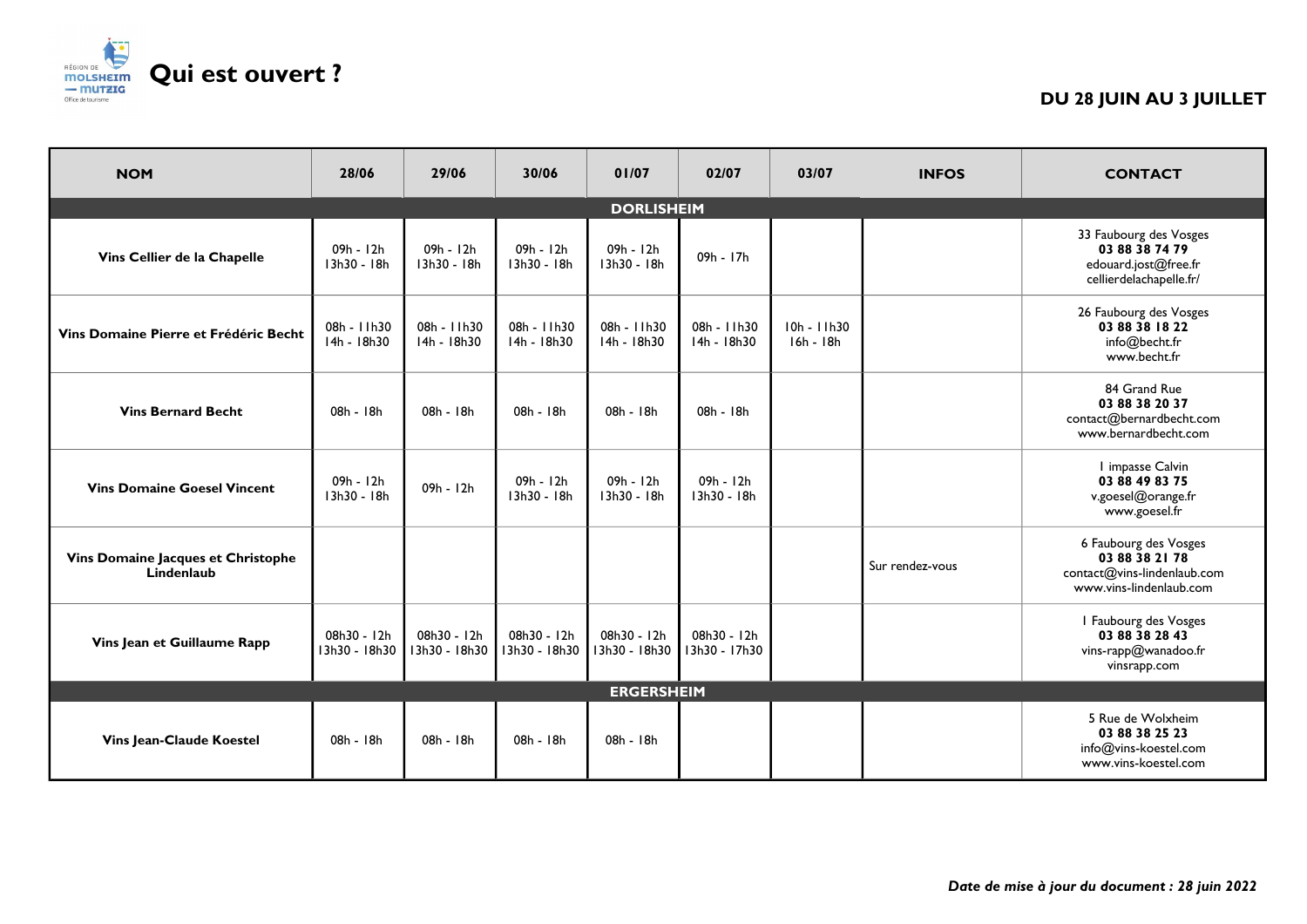# Qui est ouvert ?

**DU 28 JUIN AU 3 JUILLET**

| NOM | 28/06 | 29/06 | 30/06 | 01/07 | 02/07 | 03/07 | INFOS | CONTACT |
|---|---|---|---|---|---|---|---|---|
| **DORLISHEIM** | | | | | | | | |
| **Vins Cellier de la Chapelle** | 09h - 12h<br>13h30 - 18h | 09h - 12h<br>13h30 - 18h | 09h - 12h<br>13h30 - 18h | 09h - 12h<br>13h30 - 18h | 09h - 17h | | | 33 Faubourg des Vosges<br>**03 88 38 74 79**<br>edouard.jost@free.fr<br>cellierdelachapelle.fr/ |
| **Vins Domaine Pierre et Frédéric Becht** | 08h - 11h30<br>14h - 18h30 | 08h - 11h30<br>14h - 18h30 | 08h - 11h30<br>14h - 18h30 | 08h - 11h30<br>14h - 18h30 | 08h - 11h30<br>14h - 18h30 | 10h - 11h30<br>16h - 18h | | 26 Faubourg des Vosges<br>**03 88 38 18 22**<br>info@becht.fr<br>www.becht.fr |
| **Vins Bernard Becht** | 08h - 18h | 08h - 18h | 08h - 18h | 08h - 18h | 08h - 18h | | | 84 Grand Rue<br>**03 88 38 20 37**<br>contact@bernardbecht.com<br>www.bernardbecht.com |
| **Vins Domaine Goesel Vincent** | 09h - 12h<br>13h30 - 18h | 09h - 12h | 09h - 12h<br>13h30 - 18h | 09h - 12h<br>13h30 - 18h | 09h - 12h<br>13h30 - 18h | | | 1 impasse Calvin<br>**03 88 49 83 75**<br>v.goesel@orange.fr<br>www.goesel.fr |
| **Vins Domaine Jacques et Christophe Lindenlaub** | | | | | | | Sur rendez-vous | 6 Faubourg des Vosges<br>**03 88 38 21 78**<br>contact@vins-lindenlaub.com<br>www.vins-lindenlaub.com |
| **Vins Jean et Guillaume Rapp** | 08h30 - 12h<br>13h30 - 18h30 | 08h30 - 12h<br>13h30 - 18h30 | 08h30 - 12h<br>13h30 - 18h30 | 08h30 - 12h<br>13h30 - 18h30 | 08h30 - 12h<br>13h30 - 17h30 | | | 1 Faubourg des Vosges<br>**03 88 38 28 43**<br>vins-rapp@wanadoo.fr<br>vinsrapp.com |
| **ERGERSHEIM** | | | | | | | | |
| **Vins Jean-Claude Koestel** | 08h - 18h | 08h - 18h | 08h - 18h | 08h - 18h | | | | 5 Rue de Wolxheim<br>**03 88 38 25 23**<br>info@vins-koestel.com<br>www.vins-koestel.com |

***Date de mise à jour du document : 28 juin 2022***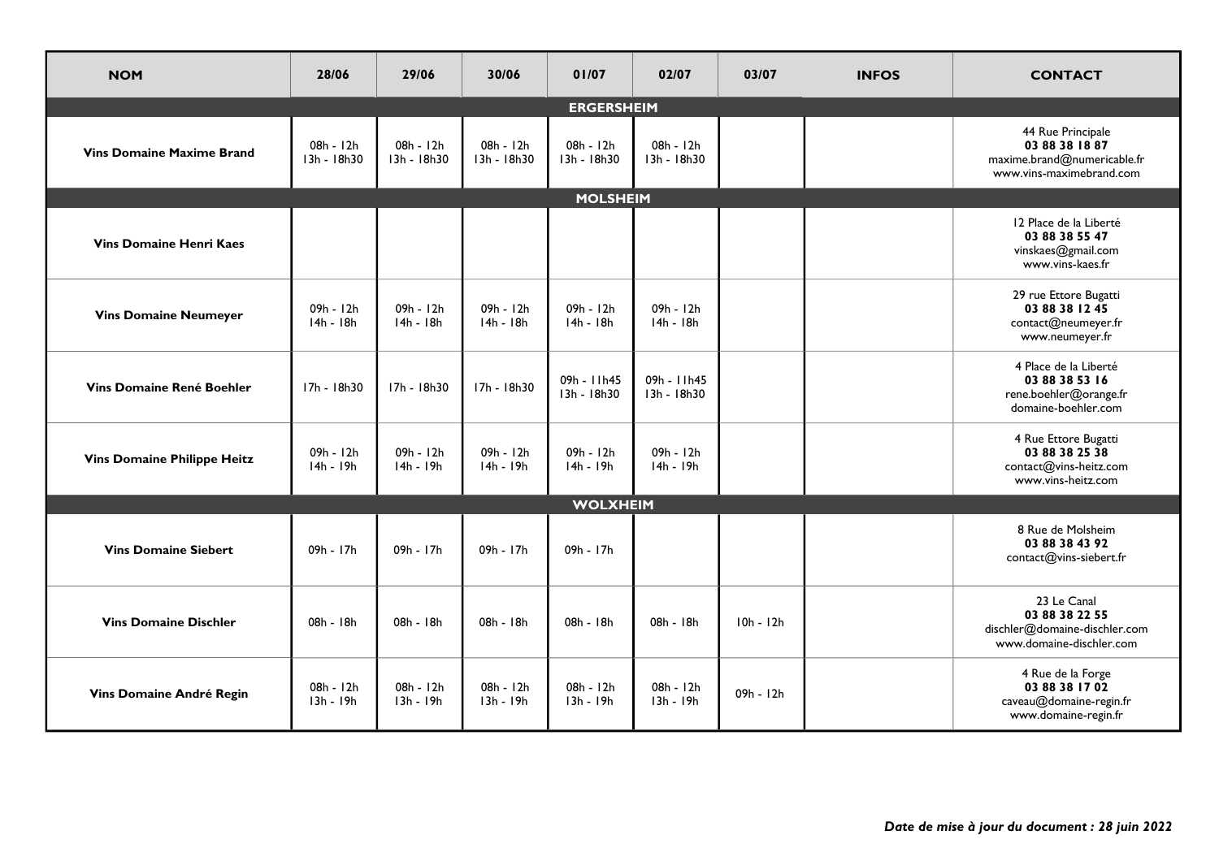| NOM | 28/06 | 29/06 | 30/06 | 01/07 | 02/07 | 03/07 | INFOS | CONTACT |
|---|---|---|---|---|---|---|---|---|
| **ERGERSHEIM** | | | | | | | | |
| **Vins Domaine Maxime Brand** | 08h - 12h 13h - 18h30 | 08h - 12h 13h - 18h30 | 08h - 12h 13h - 18h30 | 08h - 12h 13h - 18h30 | 08h - 12h 13h - 18h30 | | | 44 Rue Principale **03 88 38 18 87** maxime.brand@numericable.fr www.vins-maximebrand.com |
| **MOLSHEIM** | | | | | | | | |
| **Vins Domaine Henri Kaes** | | | | | | | | 12 Place de la Liberté **03 88 38 55 47** vinskaes@gmail.com www.vins-kaes.fr |
| **Vins Domaine Neumeyer** | 09h - 12h 14h - 18h | 09h - 12h 14h - 18h | 09h - 12h 14h - 18h | 09h - 12h 14h - 18h | 09h - 12h 14h - 18h | | | 29 rue Ettore Bugatti **03 88 38 12 45** contact@neumeyer.fr www.neumeyer.fr |
| **Vins Domaine René Boehler** | 17h - 18h30 | 17h - 18h30 | 17h - 18h30 | 09h - 11h45 13h - 18h30 | 09h - 11h45 13h - 18h30 | | | 4 Place de la Liberté **03 88 38 53 16** rene.boehler@orange.fr domaine-boehler.com |
| **Vins Domaine Philippe Heitz** | 09h - 12h 14h - 19h | 09h - 12h 14h - 19h | 09h - 12h 14h - 19h | 09h - 12h 14h - 19h | 09h - 12h 14h - 19h | | | 4 Rue Ettore Bugatti **03 88 38 25 38** contact@vins-heitz.com www.vins-heitz.com |
| **WOLXHEIM** | | | | | | | | |
| **Vins Domaine Siebert** | 09h - 17h | 09h - 17h | 09h - 17h | 09h - 17h | | | | 8 Rue de Molsheim **03 88 38 43 92** contact@vins-siebert.fr |
| **Vins Domaine Dischler** | 08h - 18h | 08h - 18h | 08h - 18h | 08h - 18h | 08h - 18h | 10h - 12h | | 23 Le Canal **03 88 38 22 55** dischler@domaine-dischler.com www.domaine-dischler.com |
| **Vins Domaine André Regin** | 08h - 12h 13h - 19h | 08h - 12h 13h - 19h | 08h - 12h 13h - 19h | 08h - 12h 13h - 19h | 08h - 12h 13h - 19h | 09h - 12h | | 4 Rue de la Forge **03 88 38 17 02** caveau@domaine-regin.fr www.domaine-regin.fr |

***Date de mise à jour du document : 28 juin 2022***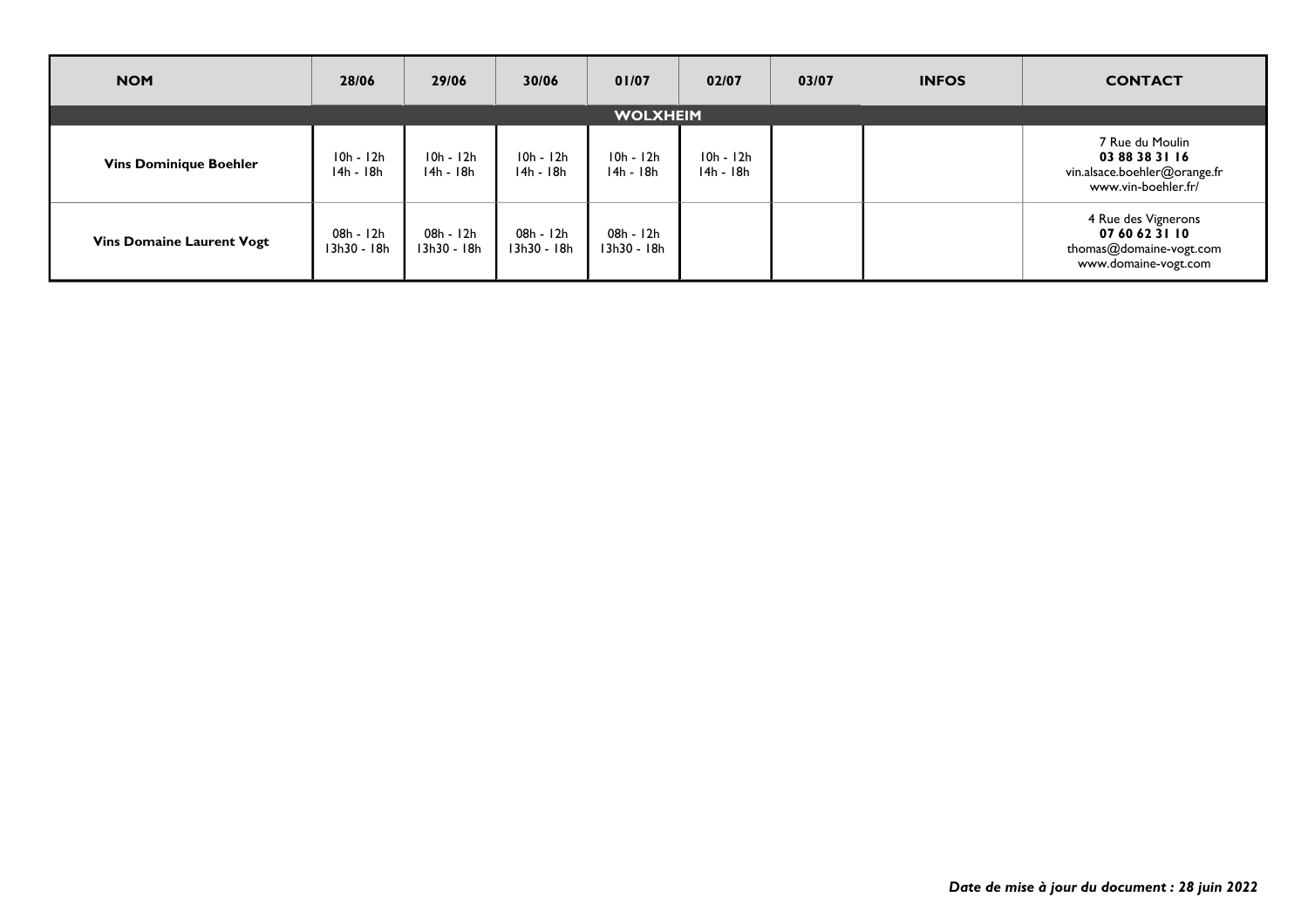| NOM | 28/06 | 29/06 | 30/06 | 01/07 | 02/07 | 03/07 | INFOS | CONTACT |
|---|---|---|---|---|---|---|---|---|
| **WOLXHEIM** | | | | | | | | |
| **Vins Dominique Boehler** | 10h - 12h 14h - 18h | 10h - 12h 14h - 18h | 10h - 12h 14h - 18h | 10h - 12h 14h - 18h | 10h - 12h 14h - 18h | | | 7 Rue du Moulin **03 88 38 31 16** vin.alsace.boehler@orange.fr www.vin-boehler.fr/ |
| **Vins Domaine Laurent Vogt** | 08h - 12h 13h30 - 18h | 08h - 12h 13h30 - 18h | 08h - 12h 13h30 - 18h | 08h - 12h 13h30 - 18h | | | | 4 Rue des Vignerons **07 60 62 31 10** thomas@domaine-vogt.com www.domaine-vogt.com |

***Date de mise à jour du document : 28 juin 2022***